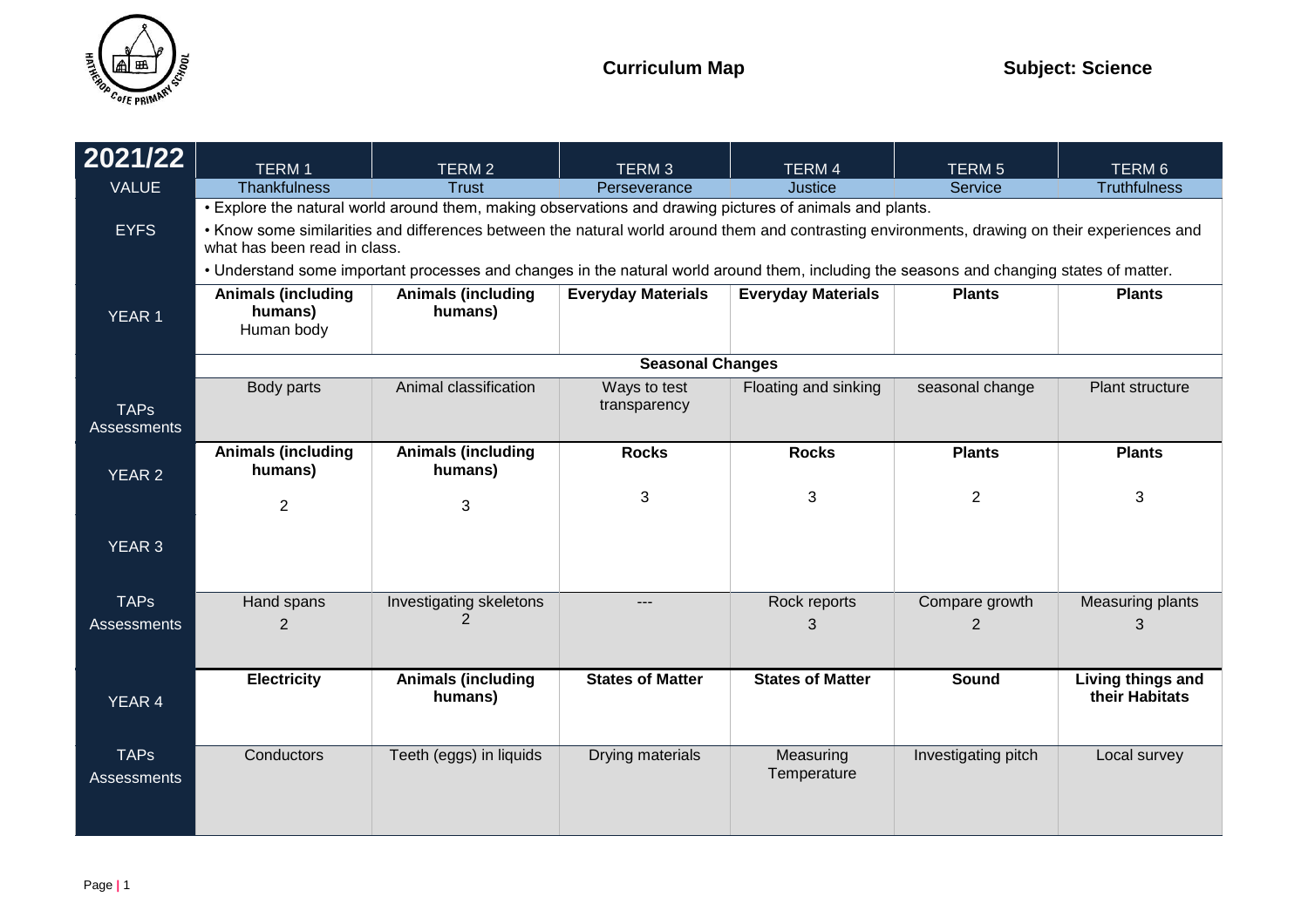**Curriculum Map** **Subject: Science**

| 2021/22 | TERM 1 | TERM 2 | TERM 3 | TERM 4 | TERM 5 | TERM 6 |
|---|---|---|---|---|---|---|
| VALUE | Thankfulness | Trust | Perseverance | Justice | Service | Truthfulness |
| EYFS | • Explore the natural world around them, making observations and drawing pictures of animals and plants.<br>• Know some similarities and differences between the natural world around them and contrasting environments, drawing on their experiences and what has been read in class.<br>• Understand some important processes and changes in the natural world around them, including the seasons and changing states of matter. | | | | | |
| YEAR 1 | **Animals (including humans)** Human body | **Animals (including humans)** | **Everyday Materials** | **Everyday Materials** | **Plants** | **Plants** |
| | **Seasonal Changes** | | | | | |
| TAPs Assessments | Body parts | Animal classification | Ways to test transparency | Floating and sinking | seasonal change | Plant structure |
| YEAR 2 | **Animals (including humans)**<br>2 | **Animals (including humans)**<br>3 | **Rocks**<br>3 | **Rocks**<br>3 | **Plants**<br>2 | **Plants**<br>3 |
| YEAR 3 | | | | | | |
| TAPs Assessments | Hand spans<br>2 | Investigating skeletons<br>2 | --- | Rock reports<br>3 | Compare growth<br>2 | Measuring plants<br>3 |
| YEAR 4 | **Electricity** | **Animals (including humans)** | **States of Matter** | **States of Matter** | **Sound** | **Living things and their Habitats** |
| TAPs Assessments | Conductors | Teeth (eggs) in liquids | Drying materials | Measuring Temperature | Investigating pitch | Local survey |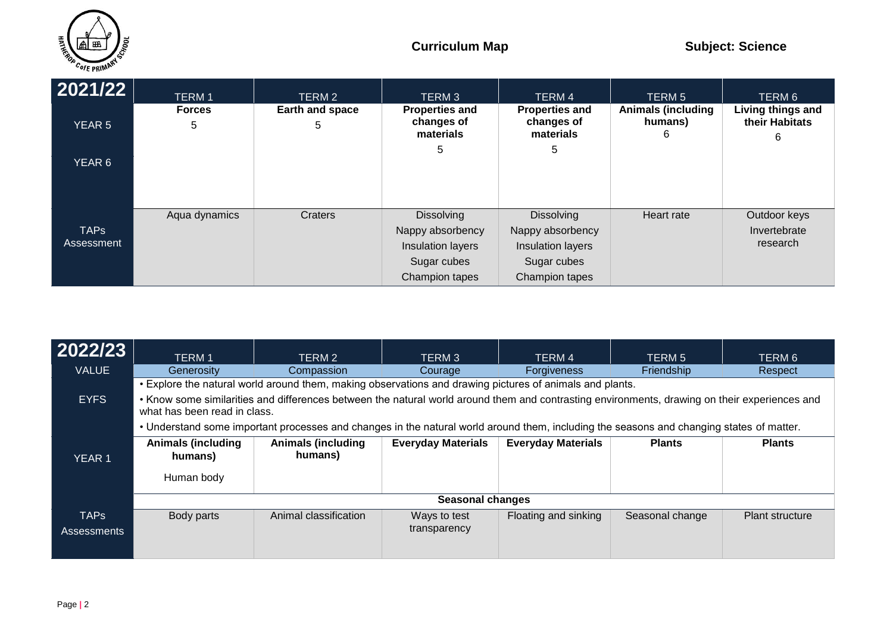**Curriculum Map** **Subject: Science**

| 2021/22 | TERM 1 | TERM 2 | TERM 3 | TERM 4 | TERM 5 | TERM 6 |
|---|---|---|---|---|---|---|
| YEAR 5<br><br>YEAR 6 | **Forces**<br>5 | **Earth and space**<br>5 | **Properties and changes of materials**<br>5 | **Properties and changes of materials**<br>5 | **Animals (including humans)**<br>6 | **Living things and their Habitats**<br>6 |
| TAPs Assessment | Aqua dynamics | Craters | Dissolving<br>Nappy absorbency<br>Insulation layers<br>Sugar cubes<br>Champion tapes | Dissolving<br>Nappy absorbency<br>Insulation layers<br>Sugar cubes<br>Champion tapes | Heart rate | Outdoor keys<br>Invertebrate research |

| 2022/23 | TERM 1 | TERM 2 | TERM 3 | TERM 4 | TERM 5 | TERM 6 |
|---|---|---|---|---|---|---|
| VALUE | Generosity | Compassion | Courage | Forgiveness | Friendship | Respect |
| EYFS | • Explore the natural world around them, making observations and drawing pictures of animals and plants.<br>• Know some similarities and differences between the natural world around them and contrasting environments, drawing on their experiences and what has been read in class.<br>• Understand some important processes and changes in the natural world around them, including the seasons and changing states of matter. | | | | | |
| YEAR 1 | **Animals (including humans)**<br>Human body | **Animals (including humans)** | **Everyday Materials** | **Everyday Materials** | **Plants** | **Plants** |
| | **Seasonal changes** | | | | | |
| TAPs Assessments | Body parts | Animal classification | Ways to test transparency | Floating and sinking | Seasonal change | Plant structure |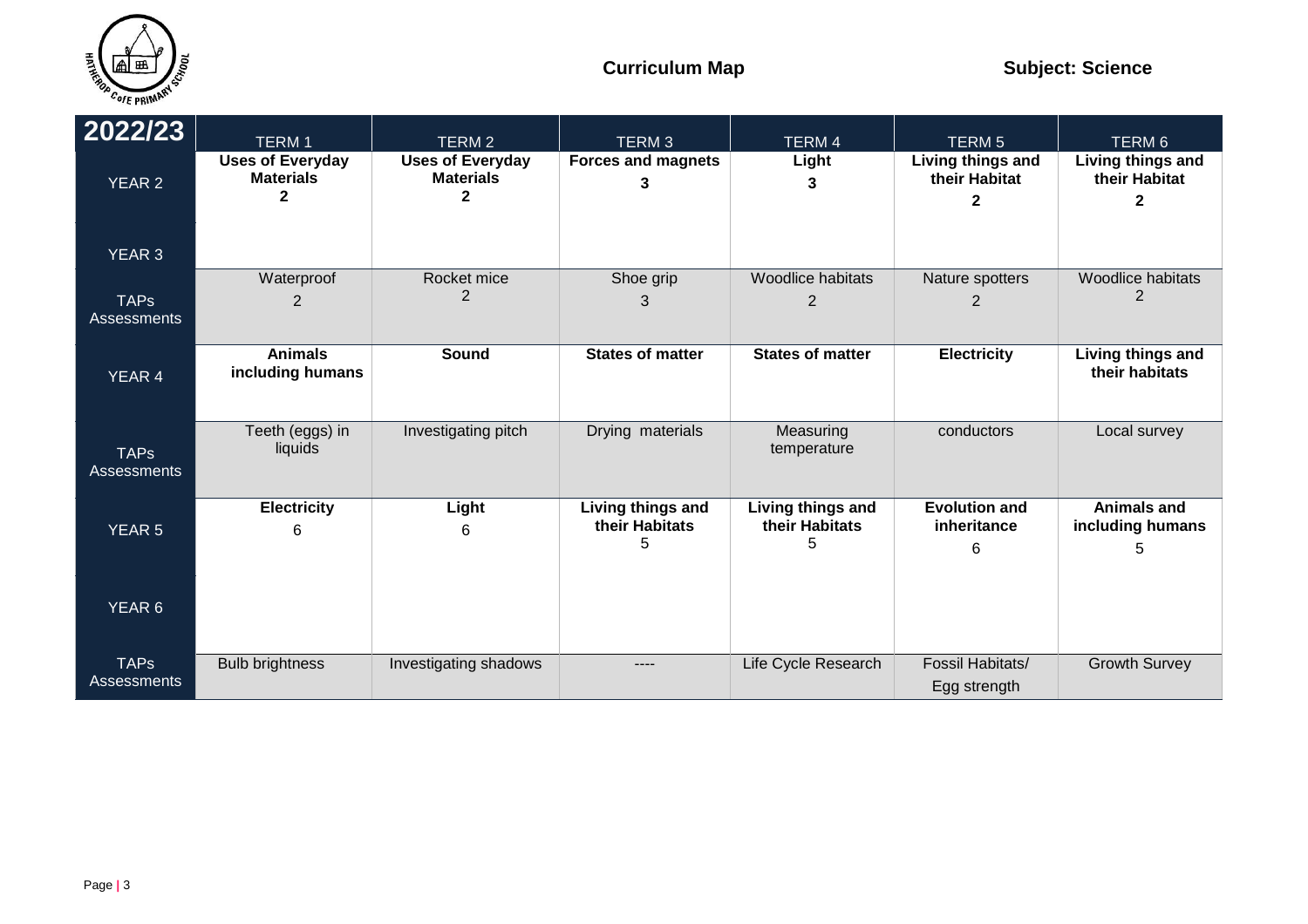**Curriculum Map** **Subject: Science**

| 2022/23 | TERM 1 | TERM 2 | TERM 3 | TERM 4 | TERM 5 | TERM 6 |
|---|---|---|---|---|---|---|
| YEAR 2 | **Uses of Everyday Materials** **2** | **Uses of Everyday Materials** **2** | **Forces and magnets** **3** | **Light** **3** | **Living things and their Habitat** **2** | **Living things and their Habitat** **2** |
| YEAR 3 | | | | | | |
| TAPs Assessments | Waterproof 2 | Rocket mice 2 | Shoe grip 3 | Woodlice habitats 2 | Nature spotters 2 | Woodlice habitats 2 |
| YEAR 4 | **Animals including humans** | **Sound** | **States of matter** | **States of matter** | **Electricity** | **Living things and their habitats** |
| TAPs Assessments | Teeth (eggs) in liquids | Investigating pitch | Drying materials | Measuring temperature | conductors | Local survey |
| YEAR 5 | **Electricity** 6 | **Light** 6 | **Living things and their Habitats** 5 | **Living things and their Habitats** 5 | **Evolution and inheritance** 6 | **Animals and including humans** 5 |
| YEAR 6 | | | | | | |
| TAPs Assessments | Bulb brightness | Investigating shadows | ---- | Life Cycle Research | Fossil Habitats/ Egg strength | Growth Survey |